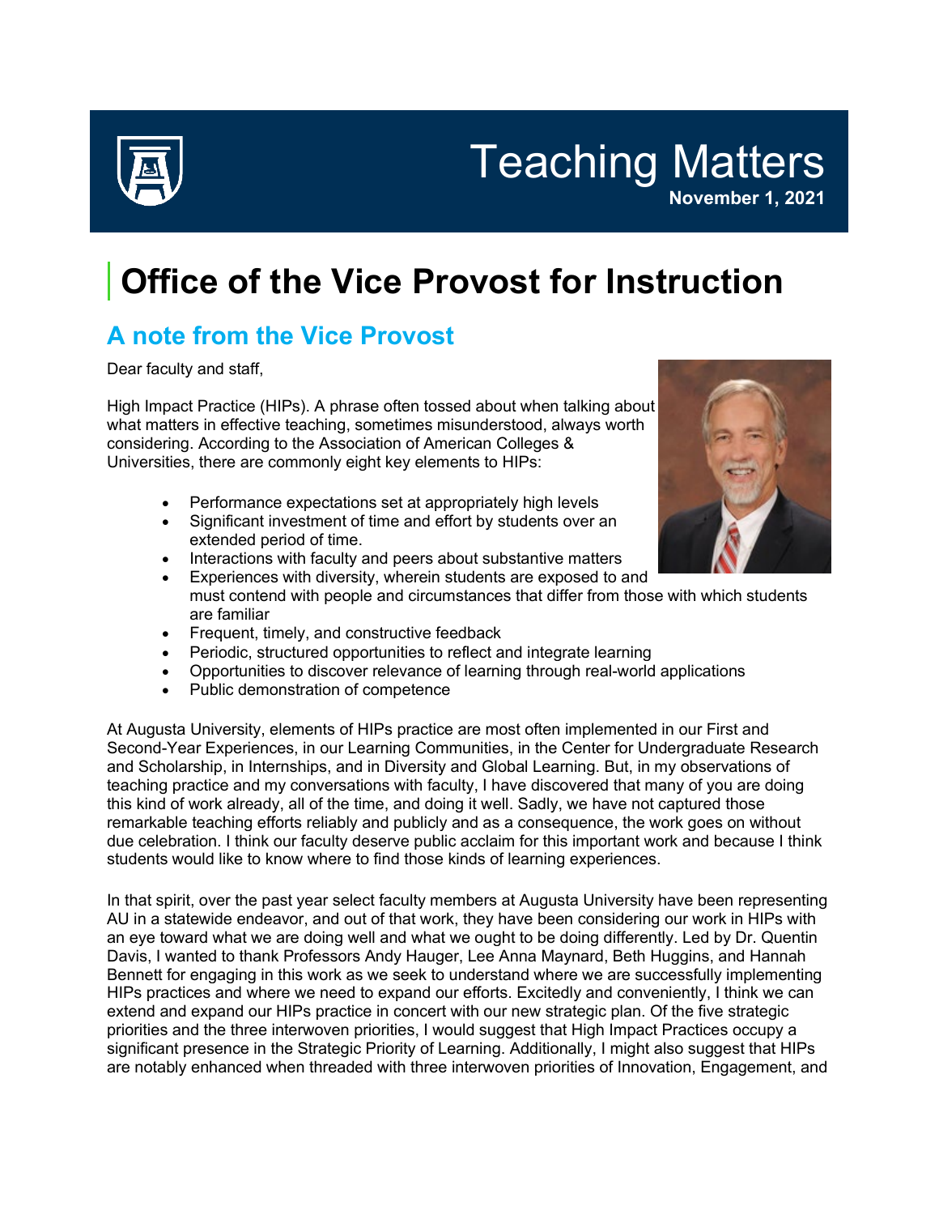# Teaching Matters

**November 1, 2021**

# Office of the Vice Provost for Instruction

## A note from the Vice Provost

Dear faculty and staff,

High Impact Practice (HIPs). A phrase often tossed about when talking about what matters in effective teaching, sometimes misunderstood, always worth considering. According to the Association of American Colleges & Universities, there are commonly eight key elements to HIPs:

- Performance expectations set at appropriately high levels
- Significant investment of time and effort by students over an extended period of time.
- Interactions with faculty and peers about substantive matters
- Experiences with diversity, wherein students are exposed to and must contend with people and circumstances that differ from those with which students are familiar
- Frequent, timely, and constructive feedback
- Periodic, structured opportunities to reflect and integrate learning
- Opportunities to discover relevance of learning through real-world applications
- Public demonstration of competence

At Augusta University, elements of HIPs practice are most often implemented in our First and Second-Year Experiences, in our Learning Communities, in the Center for Undergraduate Research and Scholarship, in Internships, and in Diversity and Global Learning. But, in my observations of teaching practice and my conversations with faculty, I have discovered that many of you are doing this kind of work already, all of the time, and doing it well. Sadly, we have not captured those remarkable teaching efforts reliably and publicly and as a consequence, the work goes on without due celebration. I think our faculty deserve public acclaim for this important work and because I think students would like to know where to find those kinds of learning experiences.

In that spirit, over the past year select faculty members at Augusta University have been representing AU in a statewide endeavor, and out of that work, they have been considering our work in HIPs with an eye toward what we are doing well and what we ought to be doing differently. Led by Dr. Quentin Davis, I wanted to thank Professors Andy Hauger, Lee Anna Maynard, Beth Huggins, and Hannah Bennett for engaging in this work as we seek to understand where we are successfully implementing HIPs practices and where we need to expand our efforts. Excitedly and conveniently, I think we can extend and expand our HIPs practice in concert with our new strategic plan. Of the five strategic priorities and the three interwoven priorities, I would suggest that High Impact Practices occupy a significant presence in the Strategic Priority of Learning. Additionally, I might also suggest that HIPs are notably enhanced when threaded with three interwoven priorities of Innovation, Engagement, and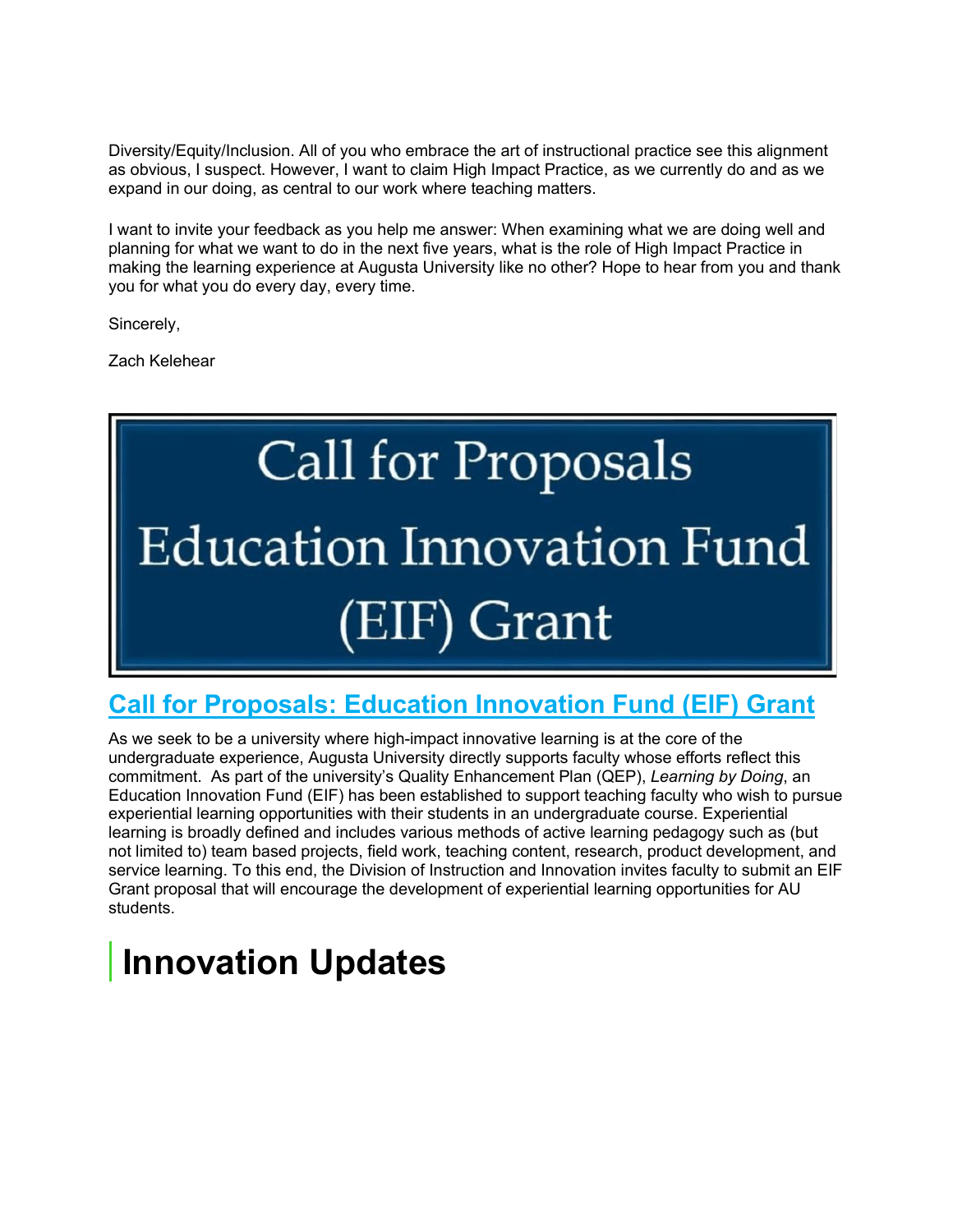Diversity/Equity/Inclusion. All of you who embrace the art of instructional practice see this alignment as obvious, I suspect. However, I want to claim High Impact Practice, as we currently do and as we expand in our doing, as central to our work where teaching matters.

I want to invite your feedback as you help me answer: When examining what we are doing well and planning for what we want to do in the next five years, what is the role of High Impact Practice in making the learning experience at Augusta University like no other? Hope to hear from you and thank you for what you do every day, every time.

Sincerely,

Zach Kelehear

Call for Proposals

Education Innovation Fund

(EIF) Grant

## Call for Proposals: Education Innovation Fund (EIF) Grant

As we seek to be a university where high-impact innovative learning is at the core of the undergraduate experience, Augusta University directly supports faculty whose efforts reflect this commitment. As part of the university's Quality Enhancement Plan (QEP), *Learning by Doing*, an Education Innovation Fund (EIF) has been established to support teaching faculty who wish to pursue experiential learning opportunities with their students in an undergraduate course. Experiential learning is broadly defined and includes various methods of active learning pedagogy such as (but not limited to) team based projects, field work, teaching content, research, product development, and service learning. To this end, the Division of Instruction and Innovation invites faculty to submit an EIF Grant proposal that will encourage the development of experiential learning opportunities for AU students.

# Innovation Updates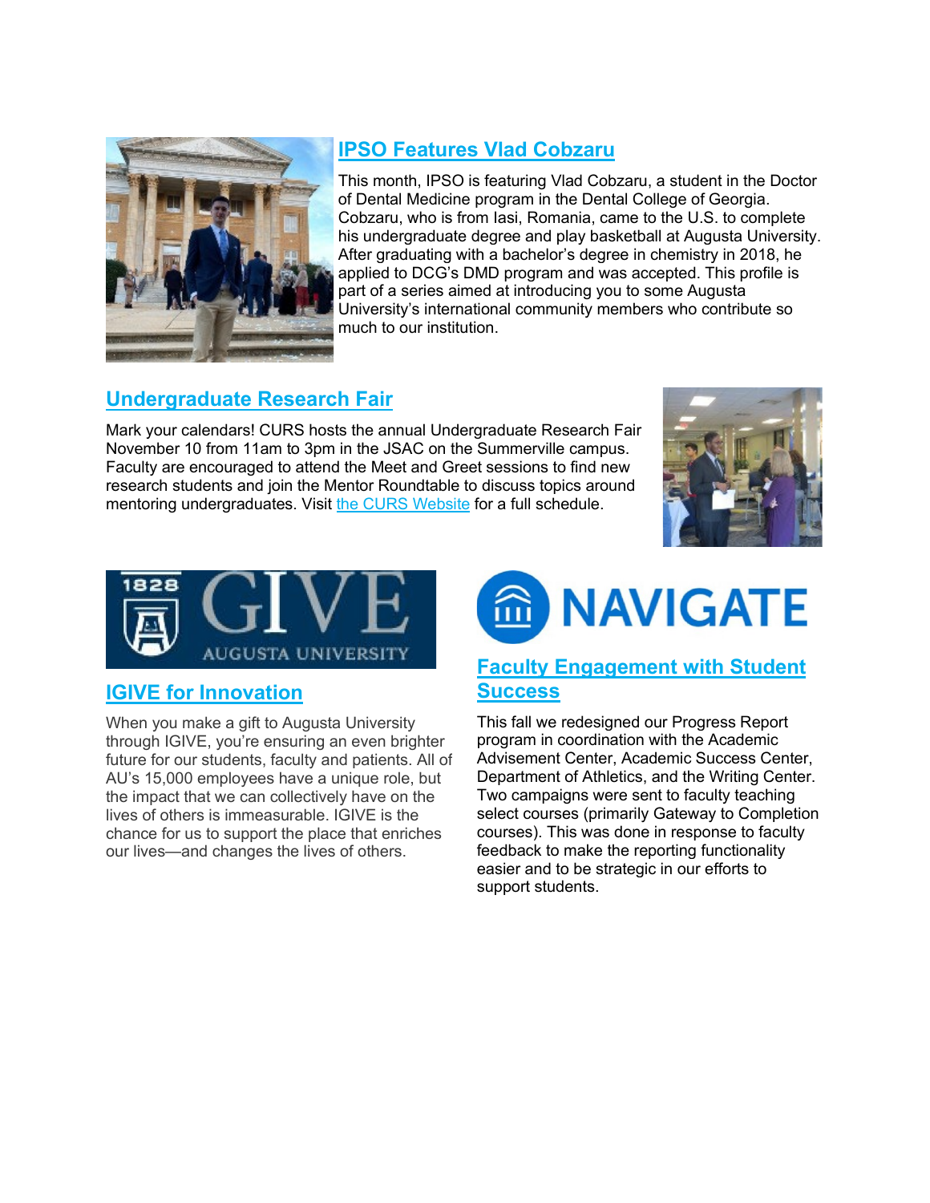## IPSO Features Vlad Cobzaru

This month, IPSO is featuring Vlad Cobzaru, a student in the Doctor of Dental Medicine program in the Dental College of Georgia. Cobzaru, who is from Iasi, Romania, came to the U.S. to complete his undergraduate degree and play basketball at Augusta University. After graduating with a bachelor's degree in chemistry in 2018, he applied to DCG's DMD program and was accepted. This profile is part of a series aimed at introducing you to some Augusta University's international community members who contribute so much to our institution.

## Undergraduate Research Fair

Mark your calendars! CURS hosts the annual Undergraduate Research Fair November 10 from 11am to 3pm in the JSAC on the Summerville campus. Faculty are encouraged to attend the Meet and Greet sessions to find new research students and join the Mentor Roundtable to discuss topics around mentoring undergraduates. Visit the CURS Website for a full schedule.

## IGIVE for Innovation

When you make a gift to Augusta University through IGIVE, you're ensuring an even brighter future for our students, faculty and patients. All of AU's 15,000 employees have a unique role, but the impact that we can collectively have on the lives of others is immeasurable. IGIVE is the chance for us to support the place that enriches our lives—and changes the lives of others.

## Faculty Engagement with Student Success

This fall we redesigned our Progress Report program in coordination with the Academic Advisement Center, Academic Success Center, Department of Athletics, and the Writing Center. Two campaigns were sent to faculty teaching select courses (primarily Gateway to Completion courses). This was done in response to faculty feedback to make the reporting functionality easier and to be strategic in our efforts to support students.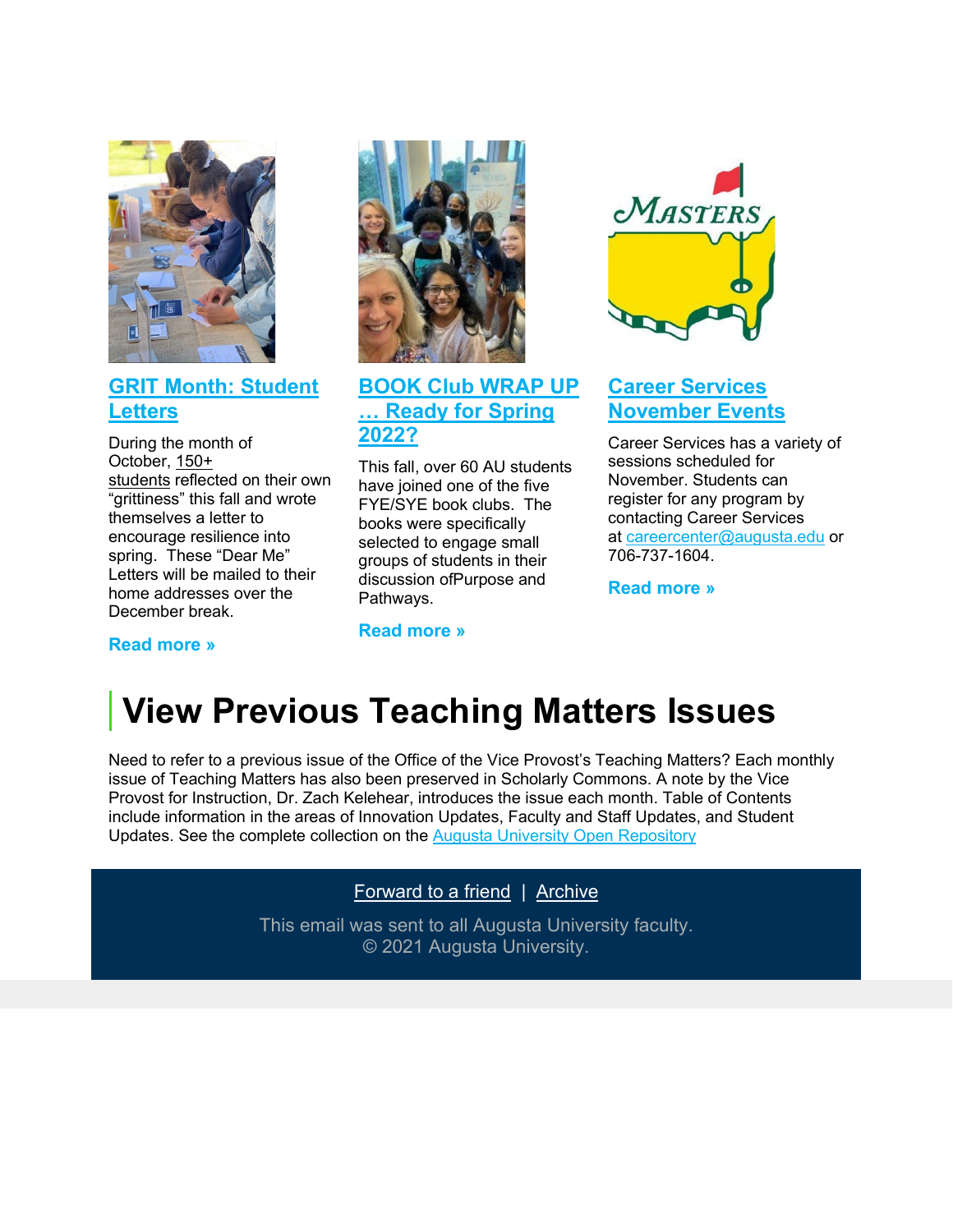### GRIT Month: Student Letters

During the month of October, 150+ students reflected on their own "grittiness" this fall and wrote themselves a letter to encourage resilience into spring. These "Dear Me" Letters will be mailed to their home addresses over the December break.

**Read more »**

### BOOK Club WRAP UP … Ready for Spring 2022?

This fall, over 60 AU students have joined one of the five FYE/SYE book clubs. The books were specifically selected to engage small groups of students in their discussion ofPurpose and Pathways.

**Read more »**

### Career Services November Events

Career Services has a variety of sessions scheduled for November. Students can register for any program by contacting Career Services at careercenter@augusta.edu or 706-737-1604.

**Read more »**

# View Previous Teaching Matters Issues

Need to refer to a previous issue of the Office of the Vice Provost's Teaching Matters? Each monthly issue of Teaching Matters has also been preserved in Scholarly Commons. A note by the Vice Provost for Instruction, Dr. Zach Kelehear, introduces the issue each month. Table of Contents include information in the areas of Innovation Updates, Faculty and Staff Updates, and Student Updates. See the complete collection on the Augusta University Open Repository

Forward to a friend | Archive

This email was sent to all Augusta University faculty.
© 2021 Augusta University.